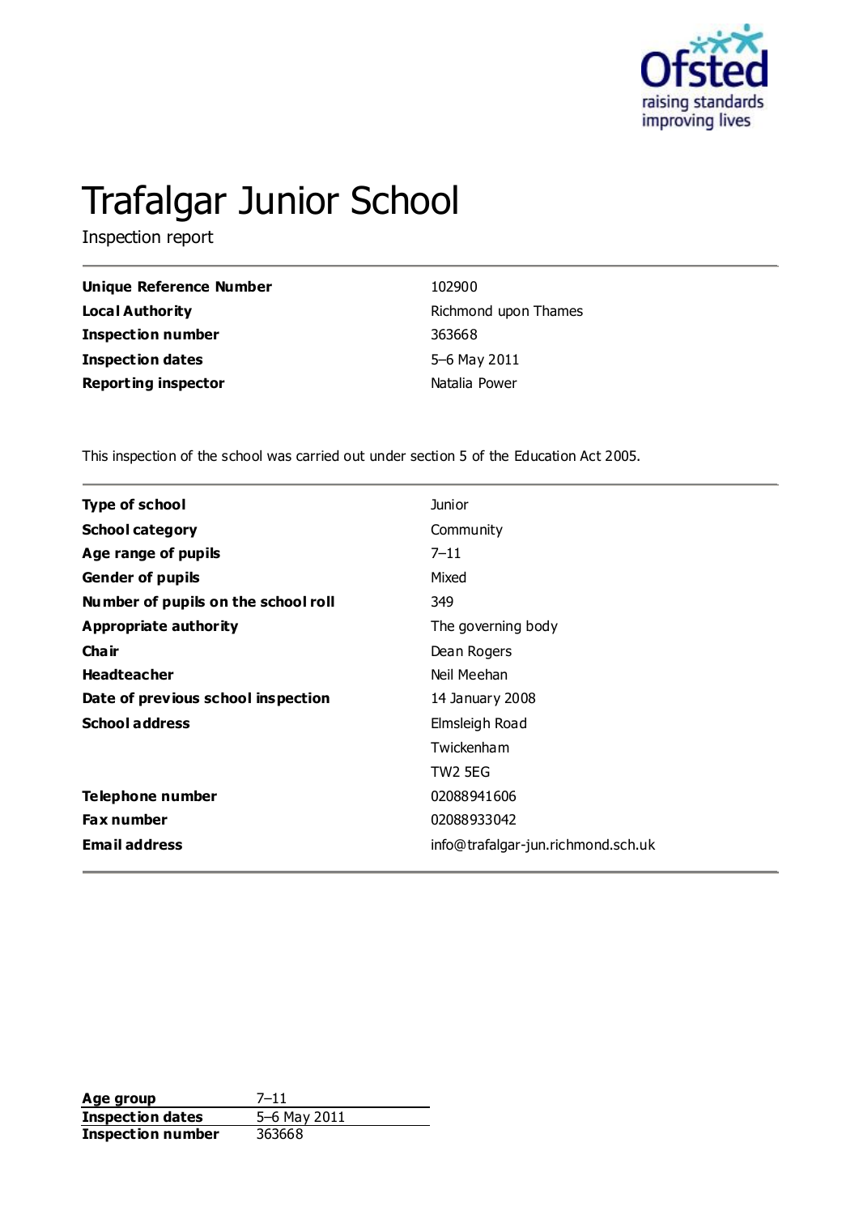# Trafalgar Junior School

Inspection report

| | |
|---|---|
| **Unique Reference Number** | 102900 |
| **Local Authority** | Richmond upon Thames |
| **Inspection number** | 363668 |
| **Inspection dates** | 5–6 May 2011 |
| **Reporting inspector** | Natalia Power |

This inspection of the school was carried out under section 5 of the Education Act 2005.

| | |
|---|---|
| **Type of school** | Junior |
| **School category** | Community |
| **Age range of pupils** | 7–11 |
| **Gender of pupils** | Mixed |
| **Number of pupils on the school roll** | 349 |
| **Appropriate authority** | The governing body |
| **Chair** | Dean Rogers |
| **Headteacher** | Neil Meehan |
| **Date of previous school inspection** | 14 January 2008 |
| **School address** | Elmsleigh Road<br>Twickenham<br>TW2 5EG |
| **Telephone number** | 02088941606 |
| **Fax number** | 02088933042 |
| **Email address** | info@trafalgar-jun.richmond.sch.uk |

| | |
|---|---|
| **Age group** | 7–11 |
| **Inspection dates** | 5–6 May 2011 |
| **Inspection number** | 363668 |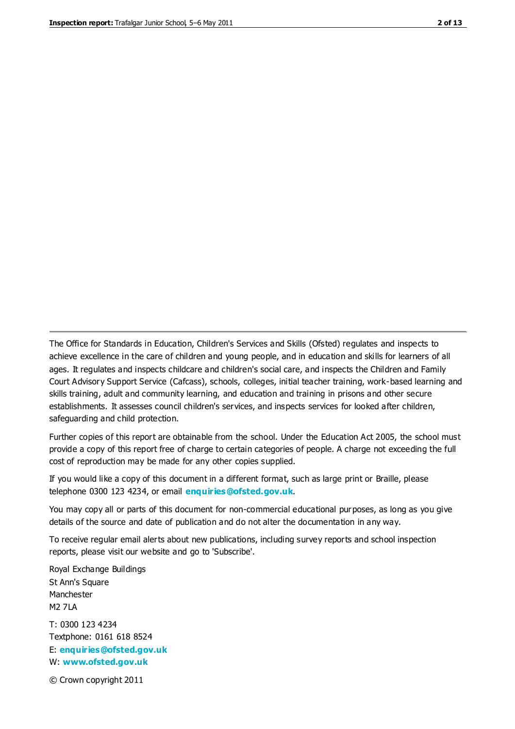The Office for Standards in Education, Children's Services and Skills (Ofsted) regulates and inspects to achieve excellence in the care of children and young people, and in education and skills for learners of all ages. It regulates and inspects childcare and children's social care, and inspects the Children and Family Court Advisory Support Service (Cafcass), schools, colleges, initial teacher training, work-based learning and skills training, adult and community learning, and education and training in prisons and other secure establishments. It assesses council children's services, and inspects services for looked after children, safeguarding and child protection.

Further copies of this report are obtainable from the school. Under the Education Act 2005, the school must provide a copy of this report free of charge to certain categories of people. A charge not exceeding the full cost of reproduction may be made for any other copies supplied.

If you would like a copy of this document in a different format, such as large print or Braille, please telephone 0300 123 4234, or email **enquiries@ofsted.gov.uk**.

You may copy all or parts of this document for non-commercial educational purposes, as long as you give details of the source and date of publication and do not alter the documentation in any way.

To receive regular email alerts about new publications, including survey reports and school inspection reports, please visit our website and go to 'Subscribe'.

Royal Exchange Buildings
St Ann's Square
Manchester
M2 7LA

T: 0300 123 4234
Textphone: 0161 618 8524
E: **enquiries@ofsted.gov.uk**
W: **www.ofsted.gov.uk**

© Crown copyright 2011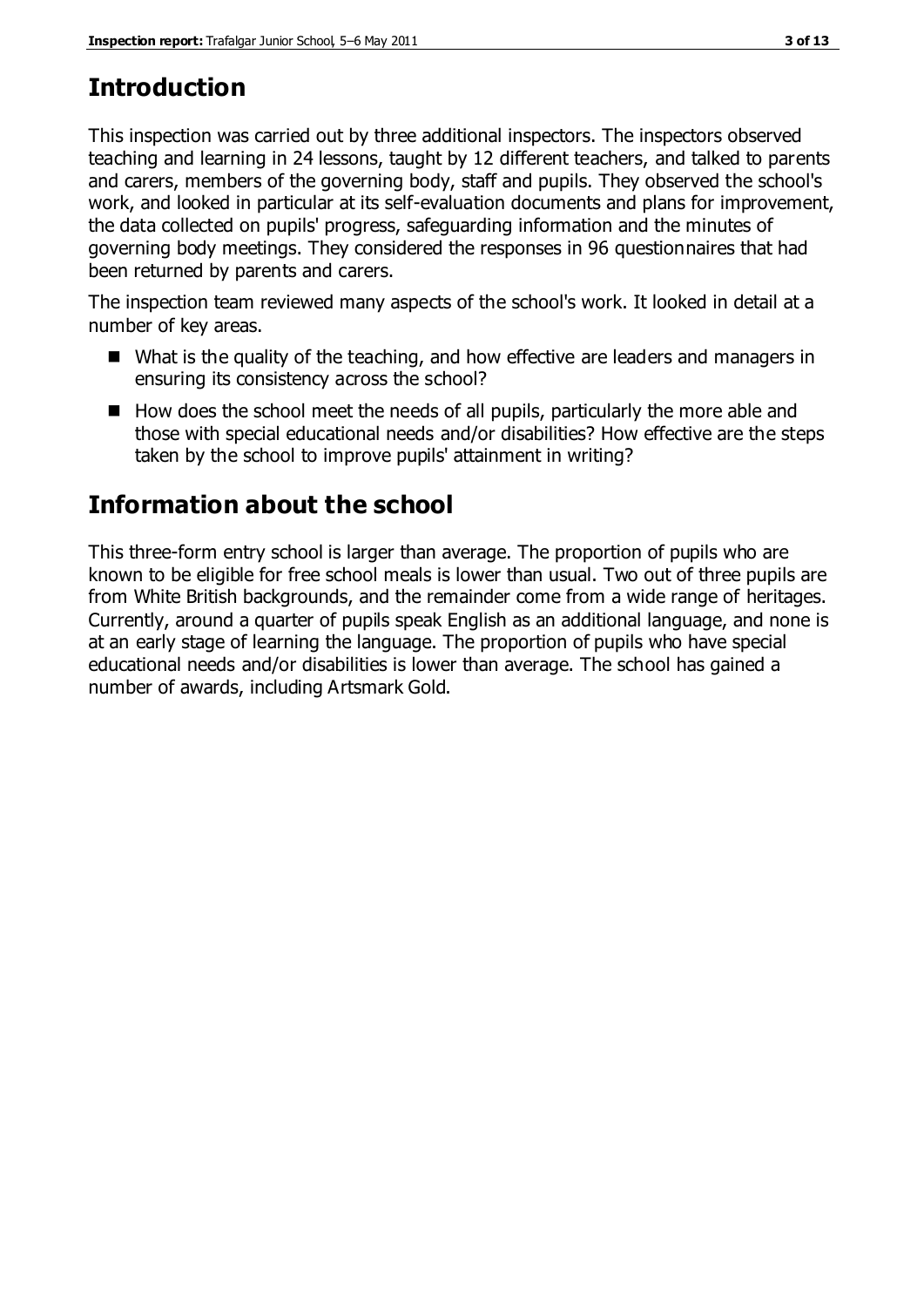# Introduction

This inspection was carried out by three additional inspectors. The inspectors observed teaching and learning in 24 lessons, taught by 12 different teachers, and talked to parents and carers, members of the governing body, staff and pupils. They observed the school's work, and looked in particular at its self-evaluation documents and plans for improvement, the data collected on pupils' progress, safeguarding information and the minutes of governing body meetings. They considered the responses in 96 questionnaires that had been returned by parents and carers.

The inspection team reviewed many aspects of the school's work. It looked in detail at a number of key areas.

- What is the quality of the teaching, and how effective are leaders and managers in ensuring its consistency across the school?
- How does the school meet the needs of all pupils, particularly the more able and those with special educational needs and/or disabilities? How effective are the steps taken by the school to improve pupils' attainment in writing?

# Information about the school

This three-form entry school is larger than average. The proportion of pupils who are known to be eligible for free school meals is lower than usual. Two out of three pupils are from White British backgrounds, and the remainder come from a wide range of heritages. Currently, around a quarter of pupils speak English as an additional language, and none is at an early stage of learning the language. The proportion of pupils who have special educational needs and/or disabilities is lower than average. The school has gained a number of awards, including Artsmark Gold.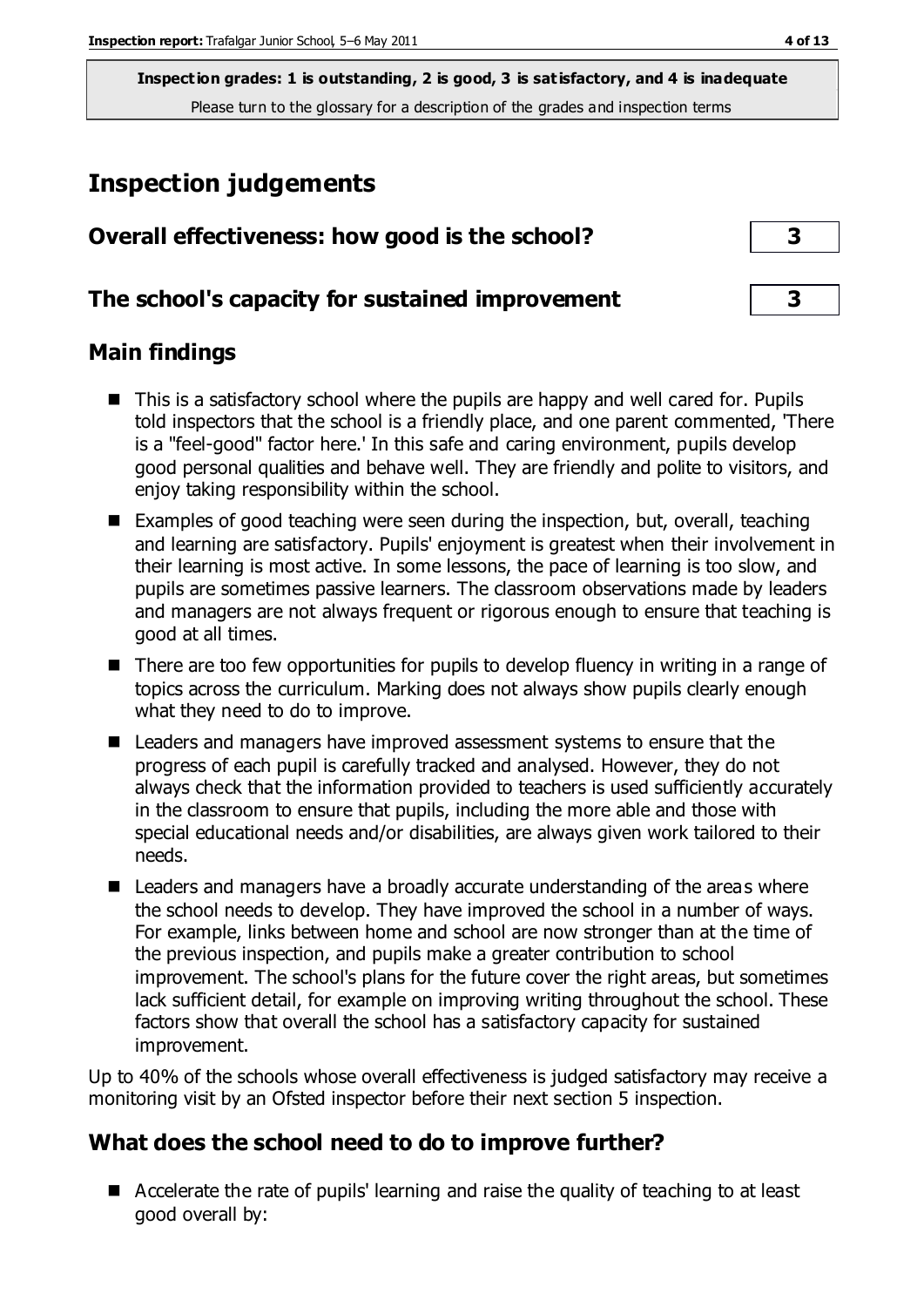**Inspection grades: 1 is outstanding, 2 is good, 3 is satisfactory, and 4 is inadequate**
Please turn to the glossary for a description of the grades and inspection terms

# Inspection judgements

## Overall effectiveness: how good is the school? 3

## The school's capacity for sustained improvement 3

## Main findings

- This is a satisfactory school where the pupils are happy and well cared for. Pupils told inspectors that the school is a friendly place, and one parent commented, 'There is a "feel-good" factor here.' In this safe and caring environment, pupils develop good personal qualities and behave well. They are friendly and polite to visitors, and enjoy taking responsibility within the school.
- Examples of good teaching were seen during the inspection, but, overall, teaching and learning are satisfactory. Pupils' enjoyment is greatest when their involvement in their learning is most active. In some lessons, the pace of learning is too slow, and pupils are sometimes passive learners. The classroom observations made by leaders and managers are not always frequent or rigorous enough to ensure that teaching is good at all times.
- There are too few opportunities for pupils to develop fluency in writing in a range of topics across the curriculum. Marking does not always show pupils clearly enough what they need to do to improve.
- Leaders and managers have improved assessment systems to ensure that the progress of each pupil is carefully tracked and analysed. However, they do not always check that the information provided to teachers is used sufficiently accurately in the classroom to ensure that pupils, including the more able and those with special educational needs and/or disabilities, are always given work tailored to their needs.
- Leaders and managers have a broadly accurate understanding of the areas where the school needs to develop. They have improved the school in a number of ways. For example, links between home and school are now stronger than at the time of the previous inspection, and pupils make a greater contribution to school improvement. The school's plans for the future cover the right areas, but sometimes lack sufficient detail, for example on improving writing throughout the school. These factors show that overall the school has a satisfactory capacity for sustained improvement.

Up to 40% of the schools whose overall effectiveness is judged satisfactory may receive a monitoring visit by an Ofsted inspector before their next section 5 inspection.

## What does the school need to do to improve further?

- Accelerate the rate of pupils' learning and raise the quality of teaching to at least good overall by: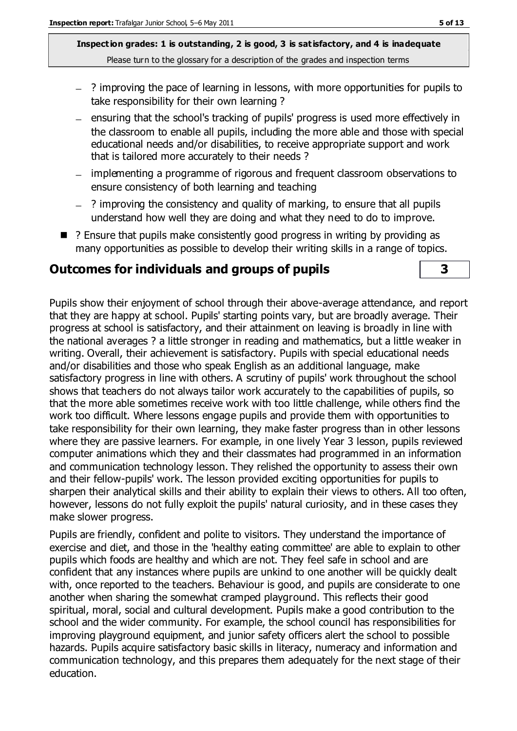**Inspection grades: 1 is outstanding, 2 is good, 3 is satisfactory, and 4 is inadequate**
Please turn to the glossary for a description of the grades and inspection terms

- ? improving the pace of learning in lessons, with more opportunities for pupils to take responsibility for their own learning ?
- ensuring that the school's tracking of pupils' progress is used more effectively in the classroom to enable all pupils, including the more able and those with special educational needs and/or disabilities, to receive appropriate support and work that is tailored more accurately to their needs ?
- implementing a programme of rigorous and frequent classroom observations to ensure consistency of both learning and teaching
- ? improving the consistency and quality of marking, to ensure that all pupils understand how well they are doing and what they need to do to improve.

- ? Ensure that pupils make consistently good progress in writing by providing as many opportunities as possible to develop their writing skills in a range of topics.

## Outcomes for individuals and groups of pupils — 3

Pupils show their enjoyment of school through their above-average attendance, and report that they are happy at school. Pupils' starting points vary, but are broadly average. Their progress at school is satisfactory, and their attainment on leaving is broadly in line with the national averages ? a little stronger in reading and mathematics, but a little weaker in writing. Overall, their achievement is satisfactory. Pupils with special educational needs and/or disabilities and those who speak English as an additional language, make satisfactory progress in line with others. A scrutiny of pupils' work throughout the school shows that teachers do not always tailor work accurately to the capabilities of pupils, so that the more able sometimes receive work with too little challenge, while others find the work too difficult. Where lessons engage pupils and provide them with opportunities to take responsibility for their own learning, they make faster progress than in other lessons where they are passive learners. For example, in one lively Year 3 lesson, pupils reviewed computer animations which they and their classmates had programmed in an information and communication technology lesson. They relished the opportunity to assess their own and their fellow-pupils' work. The lesson provided exciting opportunities for pupils to sharpen their analytical skills and their ability to explain their views to others. All too often, however, lessons do not fully exploit the pupils' natural curiosity, and in these cases they make slower progress.

Pupils are friendly, confident and polite to visitors. They understand the importance of exercise and diet, and those in the 'healthy eating committee' are able to explain to other pupils which foods are healthy and which are not. They feel safe in school and are confident that any instances where pupils are unkind to one another will be quickly dealt with, once reported to the teachers. Behaviour is good, and pupils are considerate to one another when sharing the somewhat cramped playground. This reflects their good spiritual, moral, social and cultural development. Pupils make a good contribution to the school and the wider community. For example, the school council has responsibilities for improving playground equipment, and junior safety officers alert the school to possible hazards. Pupils acquire satisfactory basic skills in literacy, numeracy and information and communication technology, and this prepares them adequately for the next stage of their education.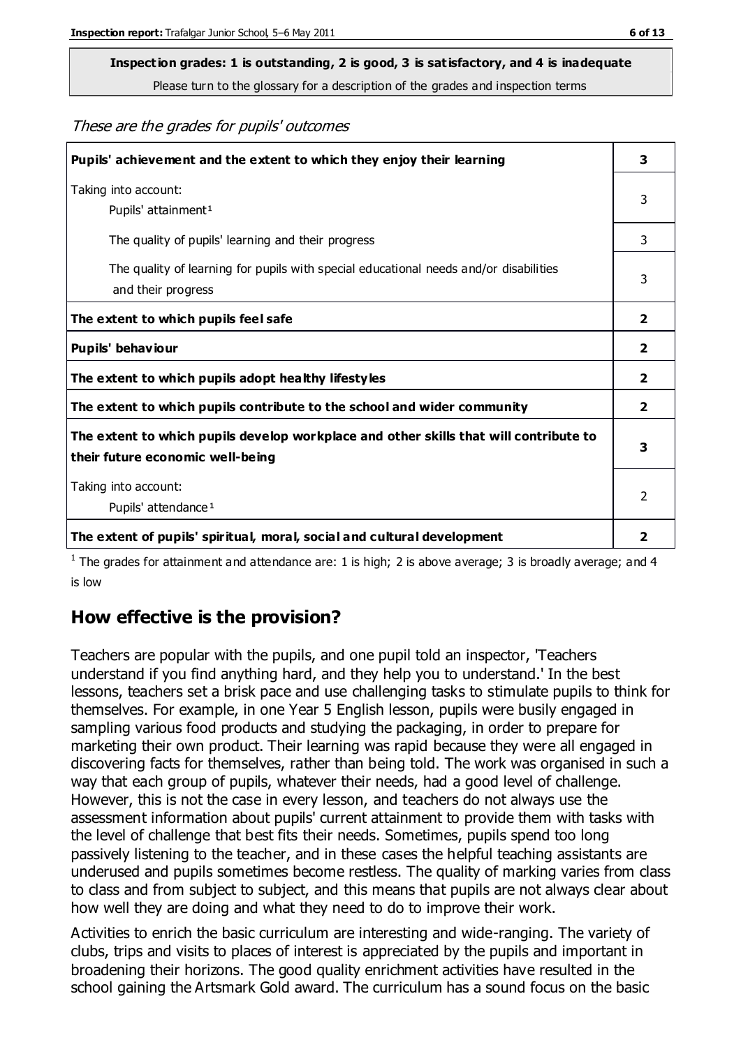**Inspection grades: 1 is outstanding, 2 is good, 3 is satisfactory, and 4 is inadequate**
Please turn to the glossary for a description of the grades and inspection terms

*These are the grades for pupils' outcomes*

| | |
|---|---|
| **Pupils' achievement and the extent to which they enjoy their learning** | **3** |
| Taking into account: Pupils' attainment[1] | 3 |
| The quality of pupils' learning and their progress | 3 |
| The quality of learning for pupils with special educational needs and/or disabilities and their progress | 3 |
| **The extent to which pupils feel safe** | **2** |
| **Pupils' behaviour** | **2** |
| **The extent to which pupils adopt healthy lifestyles** | **2** |
| **The extent to which pupils contribute to the school and wider community** | **2** |
| **The extent to which pupils develop workplace and other skills that will contribute to their future economic well-being** | **3** |
| Taking into account: Pupils' attendance[1] | 2 |
| **The extent of pupils' spiritual, moral, social and cultural development** | **2** |

[1] The grades for attainment and attendance are: 1 is high; 2 is above average; 3 is broadly average; and 4 is low

## How effective is the provision?

Teachers are popular with the pupils, and one pupil told an inspector, 'Teachers understand if you find anything hard, and they help you to understand.' In the best lessons, teachers set a brisk pace and use challenging tasks to stimulate pupils to think for themselves. For example, in one Year 5 English lesson, pupils were busily engaged in sampling various food products and studying the packaging, in order to prepare for marketing their own product. Their learning was rapid because they were all engaged in discovering facts for themselves, rather than being told. The work was organised in such a way that each group of pupils, whatever their needs, had a good level of challenge. However, this is not the case in every lesson, and teachers do not always use the assessment information about pupils' current attainment to provide them with tasks with the level of challenge that best fits their needs. Sometimes, pupils spend too long passively listening to the teacher, and in these cases the helpful teaching assistants are underused and pupils sometimes become restless. The quality of marking varies from class to class and from subject to subject, and this means that pupils are not always clear about how well they are doing and what they need to do to improve their work.

Activities to enrich the basic curriculum are interesting and wide-ranging. The variety of clubs, trips and visits to places of interest is appreciated by the pupils and important in broadening their horizons. The good quality enrichment activities have resulted in the school gaining the Artsmark Gold award. The curriculum has a sound focus on the basic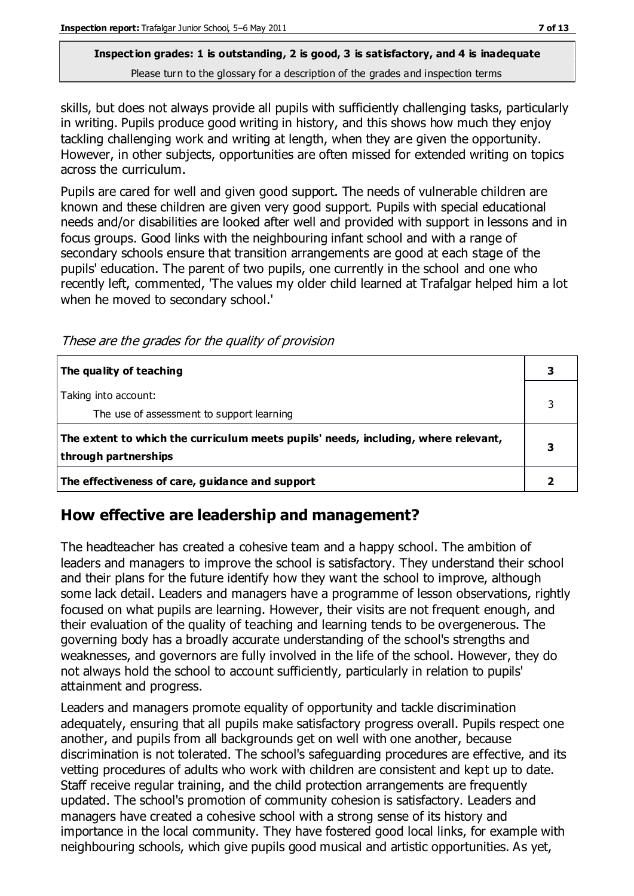**Inspection grades: 1 is outstanding, 2 is good, 3 is satisfactory, and 4 is inadequate**

Please turn to the glossary for a description of the grades and inspection terms

skills, but does not always provide all pupils with sufficiently challenging tasks, particularly in writing. Pupils produce good writing in history, and this shows how much they enjoy tackling challenging work and writing at length, when they are given the opportunity. However, in other subjects, opportunities are often missed for extended writing on topics across the curriculum.

Pupils are cared for well and given good support. The needs of vulnerable children are known and these children are given very good support. Pupils with special educational needs and/or disabilities are looked after well and provided with support in lessons and in focus groups. Good links with the neighbouring infant school and with a range of secondary schools ensure that transition arrangements are good at each stage of the pupils' education. The parent of two pupils, one currently in the school and one who recently left, commented, 'The values my older child learned at Trafalgar helped him a lot when he moved to secondary school.'

*These are the grades for the quality of provision*

| | |
|---|---|
| **The quality of teaching** | **3** |
| Taking into account:<br>The use of assessment to support learning | 3 |
| **The extent to which the curriculum meets pupils' needs, including, where relevant, through partnerships** | **3** |
| **The effectiveness of care, guidance and support** | **2** |

## How effective are leadership and management?

The headteacher has created a cohesive team and a happy school. The ambition of leaders and managers to improve the school is satisfactory. They understand their school and their plans for the future identify how they want the school to improve, although some lack detail. Leaders and managers have a programme of lesson observations, rightly focused on what pupils are learning. However, their visits are not frequent enough, and their evaluation of the quality of teaching and learning tends to be overgenerous. The governing body has a broadly accurate understanding of the school's strengths and weaknesses, and governors are fully involved in the life of the school. However, they do not always hold the school to account sufficiently, particularly in relation to pupils' attainment and progress.

Leaders and managers promote equality of opportunity and tackle discrimination adequately, ensuring that all pupils make satisfactory progress overall. Pupils respect one another, and pupils from all backgrounds get on well with one another, because discrimination is not tolerated. The school's safeguarding procedures are effective, and its vetting procedures of adults who work with children are consistent and kept up to date. Staff receive regular training, and the child protection arrangements are frequently updated. The school's promotion of community cohesion is satisfactory. Leaders and managers have created a cohesive school with a strong sense of its history and importance in the local community. They have fostered good local links, for example with neighbouring schools, which give pupils good musical and artistic opportunities. As yet,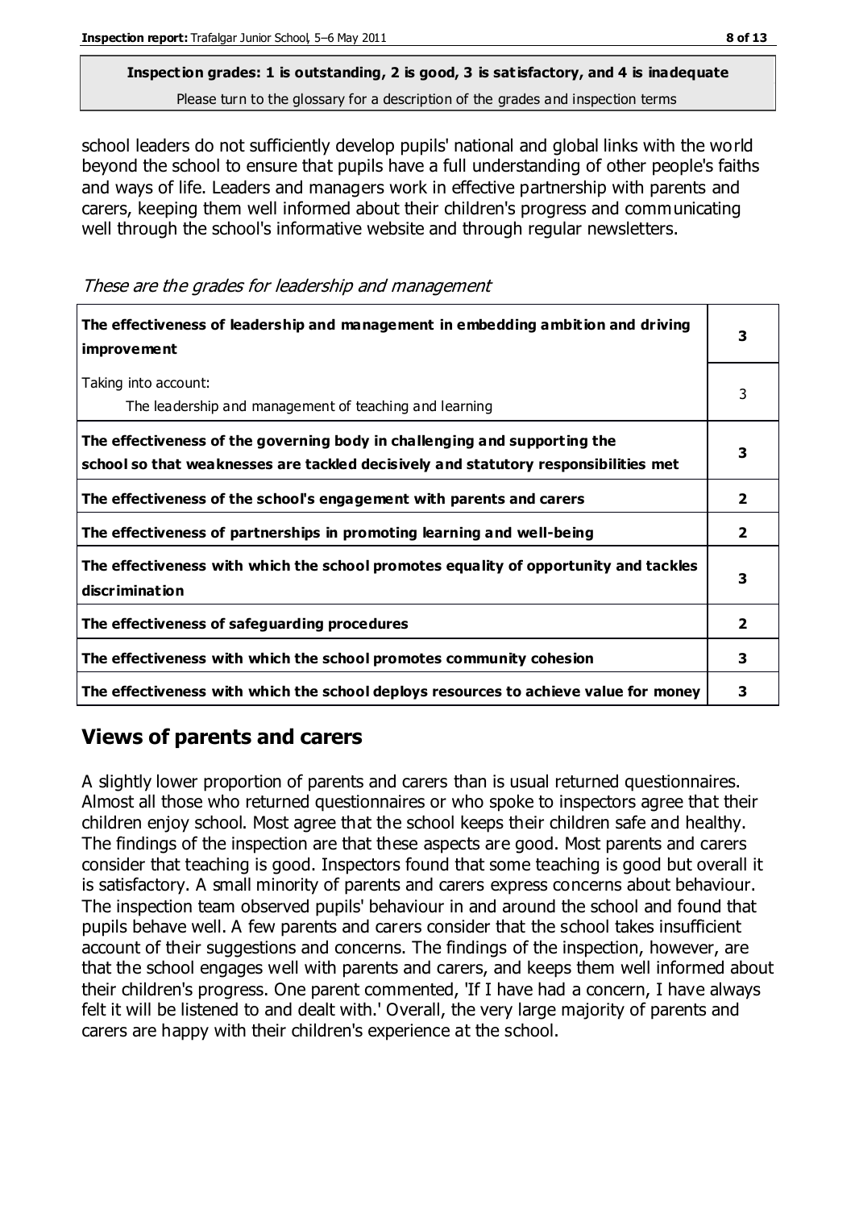**Inspection grades: 1 is outstanding, 2 is good, 3 is satisfactory, and 4 is inadequate**
Please turn to the glossary for a description of the grades and inspection terms

school leaders do not sufficiently develop pupils' national and global links with the world beyond the school to ensure that pupils have a full understanding of other people's faiths and ways of life. Leaders and managers work in effective partnership with parents and carers, keeping them well informed about their children's progress and communicating well through the school's informative website and through regular newsletters.

*These are the grades for leadership and management*

| | |
|---|---|
| **The effectiveness of leadership and management in embedding ambition and driving improvement** | **3** |
| Taking into account: The leadership and management of teaching and learning | 3 |
| **The effectiveness of the governing body in challenging and supporting the school so that weaknesses are tackled decisively and statutory responsibilities met** | **3** |
| **The effectiveness of the school's engagement with parents and carers** | **2** |
| **The effectiveness of partnerships in promoting learning and well-being** | **2** |
| **The effectiveness with which the school promotes equality of opportunity and tackles discrimination** | **3** |
| **The effectiveness of safeguarding procedures** | **2** |
| **The effectiveness with which the school promotes community cohesion** | **3** |
| **The effectiveness with which the school deploys resources to achieve value for money** | **3** |

## Views of parents and carers

A slightly lower proportion of parents and carers than is usual returned questionnaires. Almost all those who returned questionnaires or who spoke to inspectors agree that their children enjoy school. Most agree that the school keeps their children safe and healthy. The findings of the inspection are that these aspects are good. Most parents and carers consider that teaching is good. Inspectors found that some teaching is good but overall it is satisfactory. A small minority of parents and carers express concerns about behaviour. The inspection team observed pupils' behaviour in and around the school and found that pupils behave well. A few parents and carers consider that the school takes insufficient account of their suggestions and concerns. The findings of the inspection, however, are that the school engages well with parents and carers, and keeps them well informed about their children's progress. One parent commented, 'If I have had a concern, I have always felt it will be listened to and dealt with.' Overall, the very large majority of parents and carers are happy with their children's experience at the school.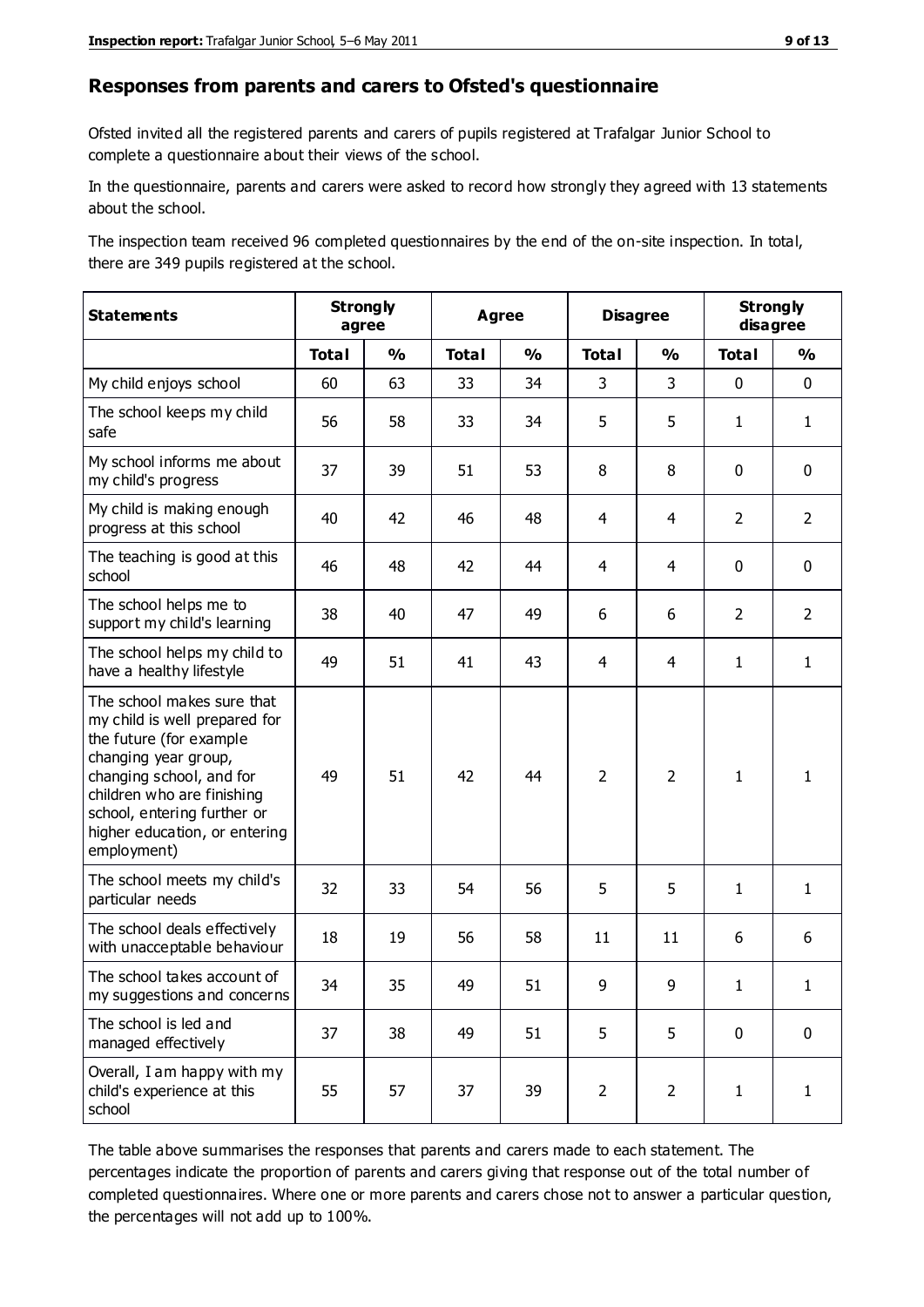## Responses from parents and carers to Ofsted's questionnaire

Ofsted invited all the registered parents and carers of pupils registered at Trafalgar Junior School to complete a questionnaire about their views of the school.

In the questionnaire, parents and carers were asked to record how strongly they agreed with 13 statements about the school.

The inspection team received 96 completed questionnaires by the end of the on-site inspection. In total, there are 349 pupils registered at the school.

| Statements | Strongly agree | | Agree | | Disagree | | Strongly disagree | |
|---|---|---|---|---|---|---|---|---|
| | Total | % | Total | % | Total | % | Total | % |
| My child enjoys school | 60 | 63 | 33 | 34 | 3 | 3 | 0 | 0 |
| The school keeps my child safe | 56 | 58 | 33 | 34 | 5 | 5 | 1 | 1 |
| My school informs me about my child's progress | 37 | 39 | 51 | 53 | 8 | 8 | 0 | 0 |
| My child is making enough progress at this school | 40 | 42 | 46 | 48 | 4 | 4 | 2 | 2 |
| The teaching is good at this school | 46 | 48 | 42 | 44 | 4 | 4 | 0 | 0 |
| The school helps me to support my child's learning | 38 | 40 | 47 | 49 | 6 | 6 | 2 | 2 |
| The school helps my child to have a healthy lifestyle | 49 | 51 | 41 | 43 | 4 | 4 | 1 | 1 |
| The school makes sure that my child is well prepared for the future (for example changing year group, changing school, and for children who are finishing school, entering further or higher education, or entering employment) | 49 | 51 | 42 | 44 | 2 | 2 | 1 | 1 |
| The school meets my child's particular needs | 32 | 33 | 54 | 56 | 5 | 5 | 1 | 1 |
| The school deals effectively with unacceptable behaviour | 18 | 19 | 56 | 58 | 11 | 11 | 6 | 6 |
| The school takes account of my suggestions and concerns | 34 | 35 | 49 | 51 | 9 | 9 | 1 | 1 |
| The school is led and managed effectively | 37 | 38 | 49 | 51 | 5 | 5 | 0 | 0 |
| Overall, I am happy with my child's experience at this school | 55 | 57 | 37 | 39 | 2 | 2 | 1 | 1 |

The table above summarises the responses that parents and carers made to each statement. The percentages indicate the proportion of parents and carers giving that response out of the total number of completed questionnaires. Where one or more parents and carers chose not to answer a particular question, the percentages will not add up to 100%.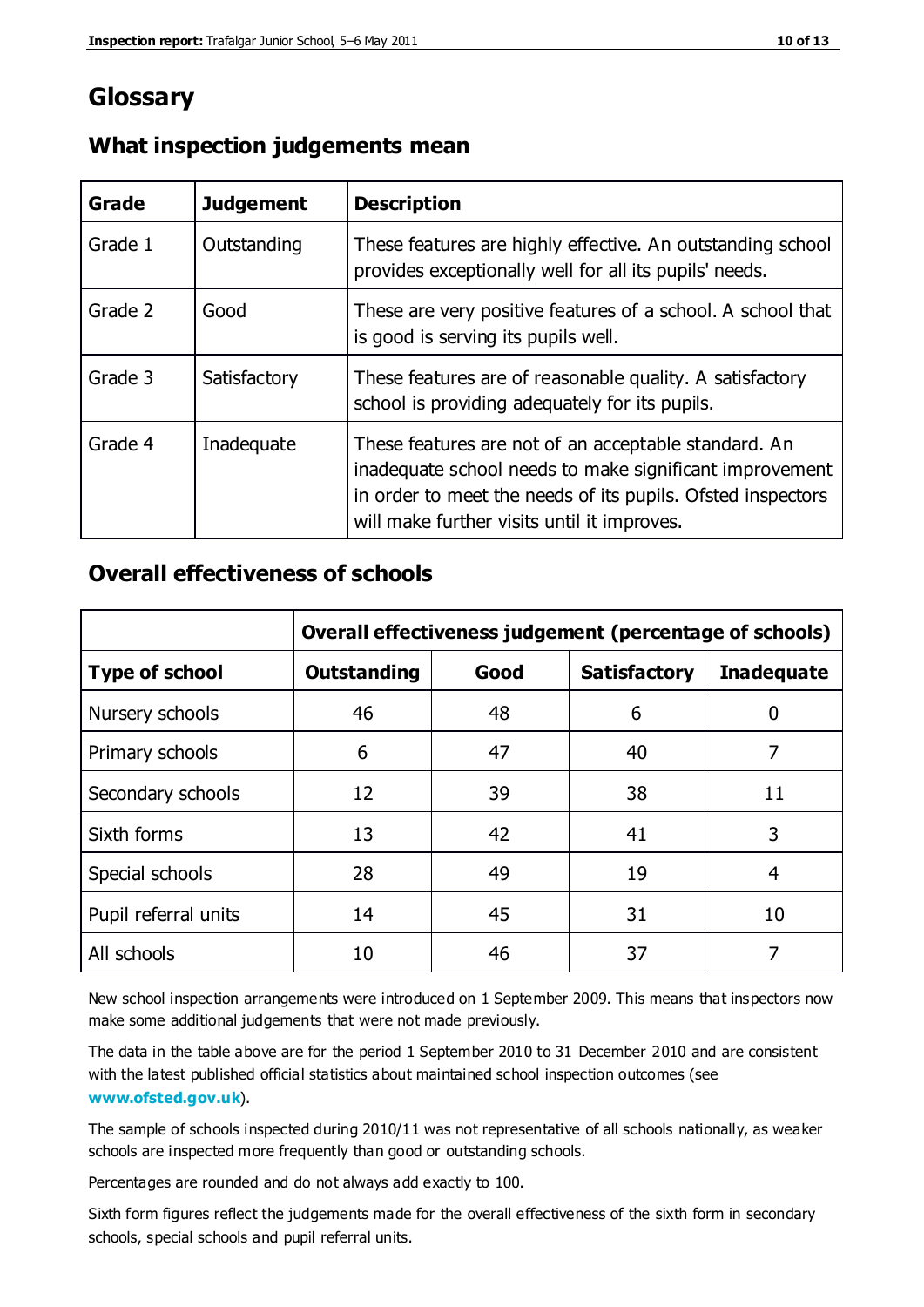# Glossary

## What inspection judgements mean

| Grade | Judgement | Description |
| --- | --- | --- |
| Grade 1 | Outstanding | These features are highly effective. An outstanding school provides exceptionally well for all its pupils' needs. |
| Grade 2 | Good | These are very positive features of a school. A school that is good is serving its pupils well. |
| Grade 3 | Satisfactory | These features are of reasonable quality. A satisfactory school is providing adequately for its pupils. |
| Grade 4 | Inadequate | These features are not of an acceptable standard. An inadequate school needs to make significant improvement in order to meet the needs of its pupils. Ofsted inspectors will make further visits until it improves. |

## Overall effectiveness of schools

| | Overall effectiveness judgement (percentage of schools) | | | |
| --- | --- | --- | --- | --- |
| **Type of school** | **Outstanding** | **Good** | **Satisfactory** | **Inadequate** |
| Nursery schools | 46 | 48 | 6 | 0 |
| Primary schools | 6 | 47 | 40 | 7 |
| Secondary schools | 12 | 39 | 38 | 11 |
| Sixth forms | 13 | 42 | 41 | 3 |
| Special schools | 28 | 49 | 19 | 4 |
| Pupil referral units | 14 | 45 | 31 | 10 |
| All schools | 10 | 46 | 37 | 7 |

New school inspection arrangements were introduced on 1 September 2009. This means that inspectors now make some additional judgements that were not made previously.

The data in the table above are for the period 1 September 2010 to 31 December 2010 and are consistent with the latest published official statistics about maintained school inspection outcomes (see **www.ofsted.gov.uk**).

The sample of schools inspected during 2010/11 was not representative of all schools nationally, as weaker schools are inspected more frequently than good or outstanding schools.

Percentages are rounded and do not always add exactly to 100.

Sixth form figures reflect the judgements made for the overall effectiveness of the sixth form in secondary schools, special schools and pupil referral units.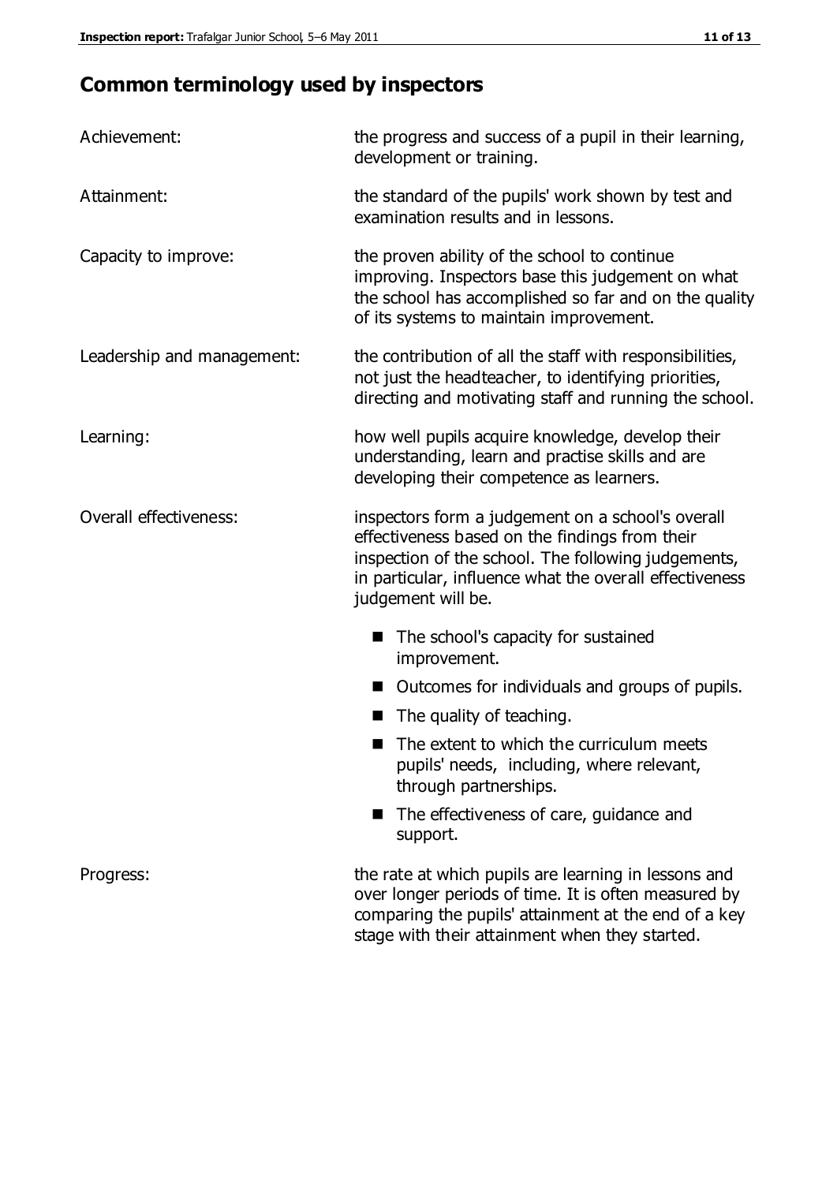# Common terminology used by inspectors

| | |
|---|---|
| Achievement: | the progress and success of a pupil in their learning, development or training. |
| Attainment: | the standard of the pupils' work shown by test and examination results and in lessons. |
| Capacity to improve: | the proven ability of the school to continue improving. Inspectors base this judgement on what the school has accomplished so far and on the quality of its systems to maintain improvement. |
| Leadership and management: | the contribution of all the staff with responsibilities, not just the headteacher, to identifying priorities, directing and motivating staff and running the school. |
| Learning: | how well pupils acquire knowledge, develop their understanding, learn and practise skills and are developing their competence as learners. |
| Overall effectiveness: | inspectors form a judgement on a school's overall effectiveness based on the findings from their inspection of the school. The following judgements, in particular, influence what the overall effectiveness judgement will be.<br>■ The school's capacity for sustained improvement.<br>■ Outcomes for individuals and groups of pupils.<br>■ The quality of teaching.<br>■ The extent to which the curriculum meets pupils' needs, including, where relevant, through partnerships.<br>■ The effectiveness of care, guidance and support. |
| Progress: | the rate at which pupils are learning in lessons and over longer periods of time. It is often measured by comparing the pupils' attainment at the end of a key stage with their attainment when they started. |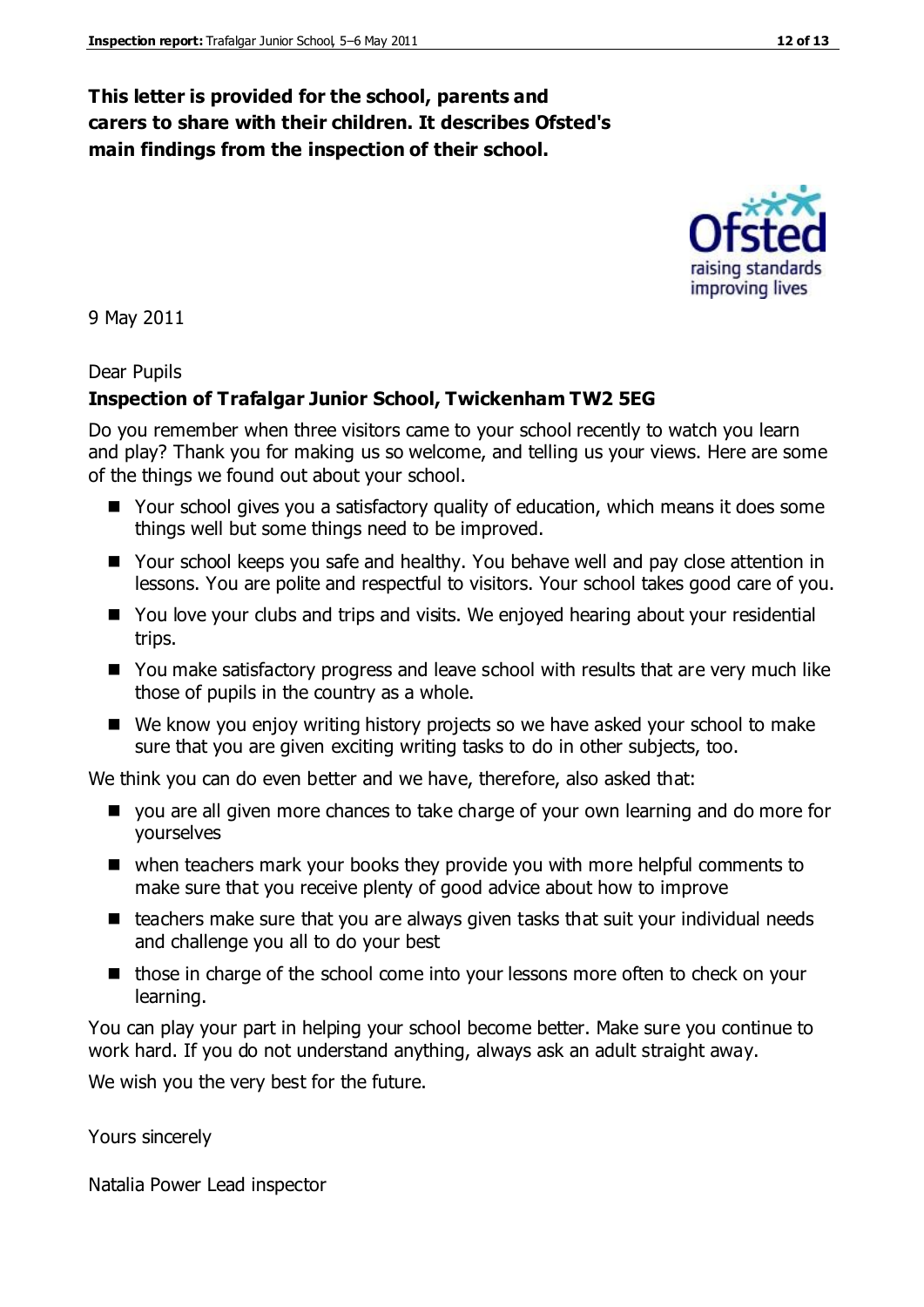**This letter is provided for the school, parents and carers to share with their children. It describes Ofsted's main findings from the inspection of their school.**

9 May 2011

Dear Pupils

**Inspection of Trafalgar Junior School, Twickenham TW2 5EG**

Do you remember when three visitors came to your school recently to watch you learn and play? Thank you for making us so welcome, and telling us your views. Here are some of the things we found out about your school.

- Your school gives you a satisfactory quality of education, which means it does some things well but some things need to be improved.
- Your school keeps you safe and healthy. You behave well and pay close attention in lessons. You are polite and respectful to visitors. Your school takes good care of you.
- You love your clubs and trips and visits. We enjoyed hearing about your residential trips.
- You make satisfactory progress and leave school with results that are very much like those of pupils in the country as a whole.
- We know you enjoy writing history projects so we have asked your school to make sure that you are given exciting writing tasks to do in other subjects, too.

We think you can do even better and we have, therefore, also asked that:

- you are all given more chances to take charge of your own learning and do more for yourselves
- when teachers mark your books they provide you with more helpful comments to make sure that you receive plenty of good advice about how to improve
- teachers make sure that you are always given tasks that suit your individual needs and challenge you all to do your best
- those in charge of the school come into your lessons more often to check on your learning.

You can play your part in helping your school become better. Make sure you continue to work hard. If you do not understand anything, always ask an adult straight away.

We wish you the very best for the future.

Yours sincerely

Natalia Power Lead inspector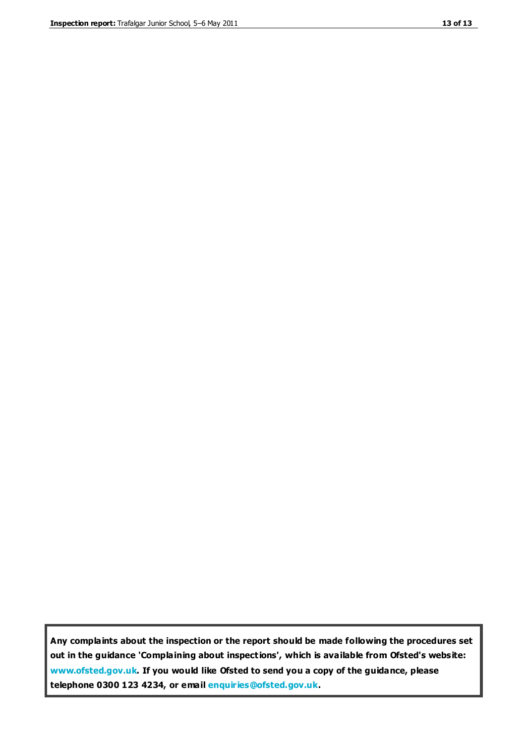**Any complaints about the inspection or the report should be made following the procedures set out in the guidance 'Complaining about inspections', which is available from Ofsted's website: www.ofsted.gov.uk. If you would like Ofsted to send you a copy of the guidance, please telephone 0300 123 4234, or email enquiries@ofsted.gov.uk.**